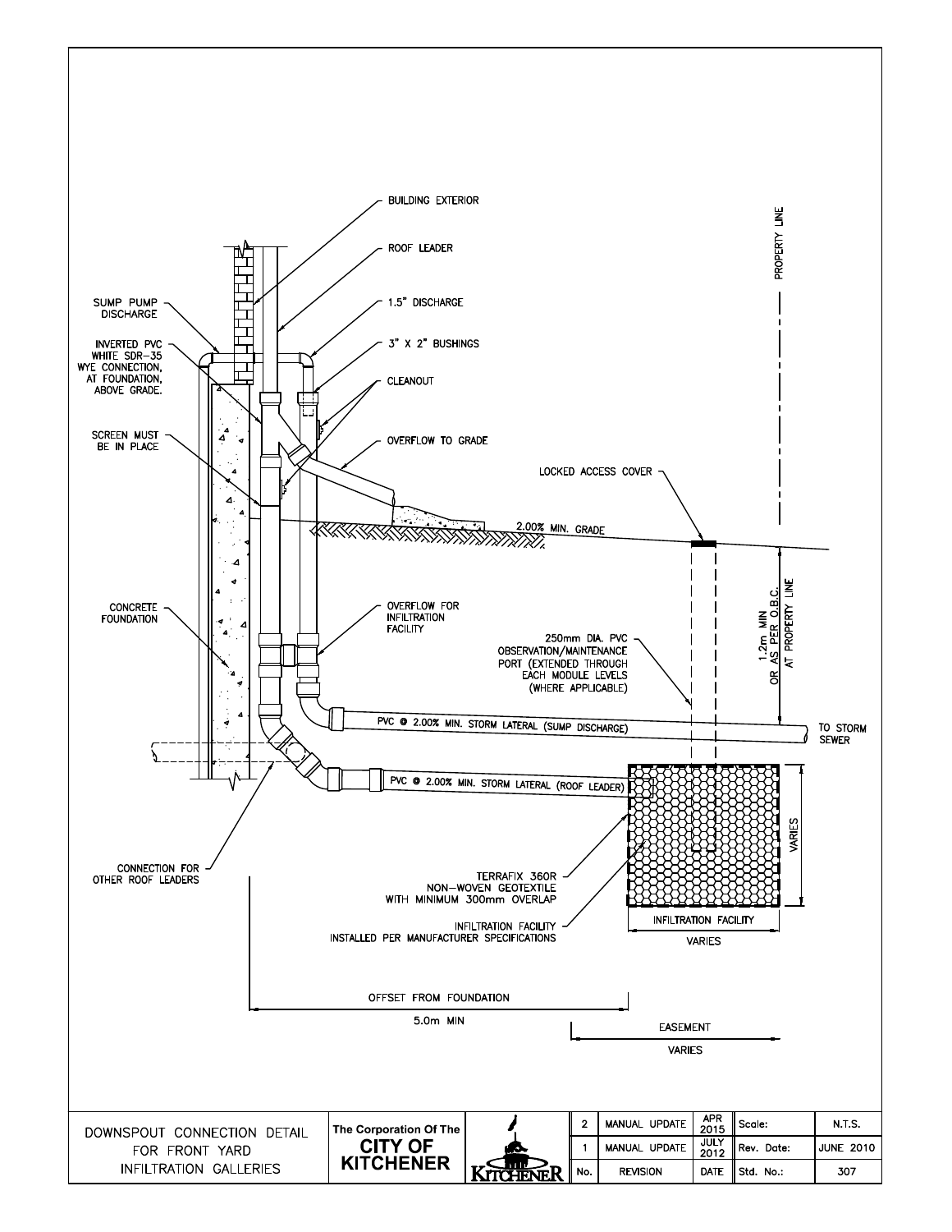BUILDING EXTERIOR

ROOF LEADER

1.5" DISCHARGE

3" X 2" BUSHINGS

CLEANOUT

OVERFLOW TO GRADE

SUMP PUMP DISCHARGE

INVERTED PVC WHITE SDR-35 WYE CONNECTION, AT FOUNDATION, ABOVE GRADE.

SCREEN MUST BE IN PLACE

PROPERTY LINE

LOCKED ACCESS COVER

2.00% MIN. GRADE

CONCRETE FOUNDATION

OVERFLOW FOR INFILTRATION FACILITY

250mm DIA. PVC OBSERVATION/MAINTENANCE PORT (EXTENDED THROUGH EACH MODULE LEVELS (WHERE APPLICABLE)

1.2m MIN OR AS PER O.B.C. AT PROPERTY LINE

PVC @ 2.00% MIN. STORM LATERAL (SUMP DISCHARGE)

TO STORM SEWER

PVC @ 2.00% MIN. STORM LATERAL (ROOF LEADER)

VARIES

CONNECTION FOR OTHER ROOF LEADERS

TERRAFIX 360R NON-WOVEN GEOTEXTILE WITH MINIMUM 300mm OVERLAP

INFILTRATION FACILITY INSTALLED PER MANUFACTURER SPECIFICATIONS

INFILTRATION FACILITY

VARIES

OFFSET FROM FOUNDATION

5.0m MIN

EASEMENT

VARIES

| DOWNSPOUT CONNECTION DETAIL FOR FRONT YARD INFILTRATION GALLERIES | The Corporation Of The CITY OF KITCHENER | | No. | REVISION | DATE | | |
|---|---|---|---|---|---|---|---|
| | | | 2 | MANUAL UPDATE | APR 2015 | Scale: | N.T.S. |
| | | | 1 | MANUAL UPDATE | JULY 2012 | Rev. Date: | JUNE 2010 |
| | | | | | | Std. No.: | 307 |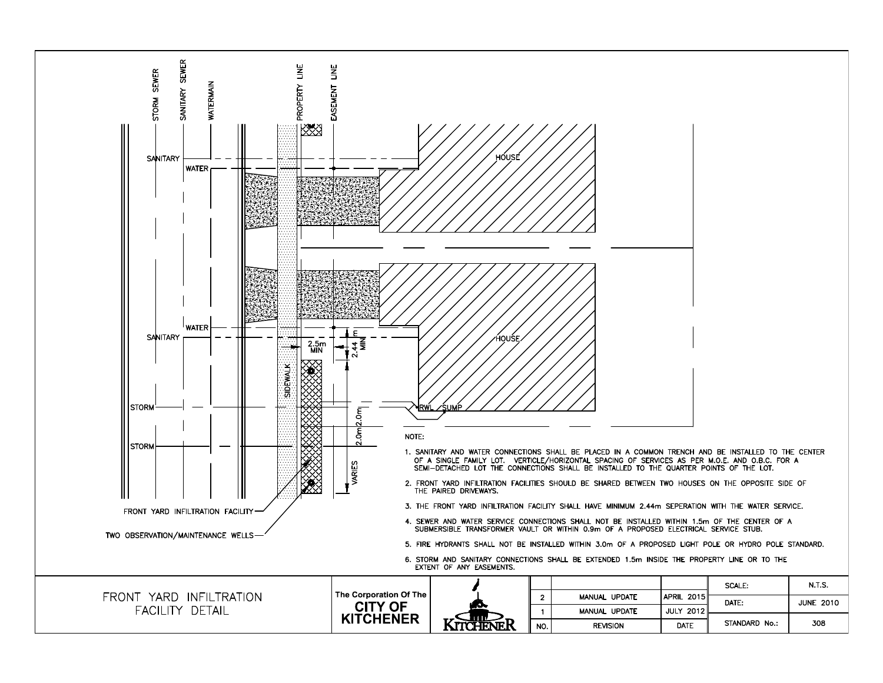STORM SEWER

SANITARY SEWER

WATERMAIN

PROPERTY LINE

EASEMENT LINE

SANITARY

WATER

HOUSE

WATER

SANITARY

HOUSE

2.5m MIN

2.44 m MIN

SIDEWALK

STORM

RWL

SUMP

2.0m

2.0m

STORM

VARIES

FRONT YARD INFILTRATION FACILITY

TWO OBSERVATION/MAINTENANCE WELLS

NOTE:

1. SANITARY AND WATER CONNECTIONS SHALL BE PLACED IN A COMMON TRENCH AND BE INSTALLED TO THE CENTER OF A SINGLE FAMILY LOT. VERTICLE/HORIZONTAL SPACING OF SERVICES AS PER M.O.E. AND O.B.C. FOR A SEMI-DETACHED LOT THE CONNECTIONS SHALL BE INSTALLED TO THE QUARTER POINTS OF THE LOT.
2. FRONT YARD INFILTRATION FACILITIES SHOULD BE SHARED BETWEEN TWO HOUSES ON THE OPPOSITE SIDE OF THE PAIRED DRIVEWAYS.
3. THE FRONT YARD INFILTRATION FACILITY SHALL HAVE MINIMUM 2.44m SEPERATION WITH THE WATER SERVICE.
4. SEWER AND WATER SERVICE CONNECTIONS SHALL NOT BE INSTALLED WITHIN 1.5m OF THE CENTER OF A SUBMERSIBLE TRANSFORMER VAULT OR WITHIN 0.9m OF A PROPOSED ELECTRICAL SERVICE STUB.
5. FIRE HYDRANTS SHALL NOT BE INSTALLED WITHIN 3.0m OF A PROPOSED LIGHT POLE OR HYDRO POLE STANDARD.
6. STORM AND SANITARY CONNECTIONS SHALL BE EXTENDED 1.5m INSIDE THE PROPERTY LINE OR TO THE EXTENT OF ANY EASEMENTS.

FRONT YARD INFILTRATION FACILITY DETAIL

The Corporation Of The **CITY OF KITCHENER**

KITCHENER

| NO. | REVISION | DATE |
|---|---|---|
| 2 | MANUAL UPDATE | APRIL 2015 |
| 1 | MANUAL UPDATE | JULY 2012 |

| | |
|---|---|
| SCALE: | N.T.S. |
| DATE: | JUNE 2010 |
| STANDARD No.: | 308 |